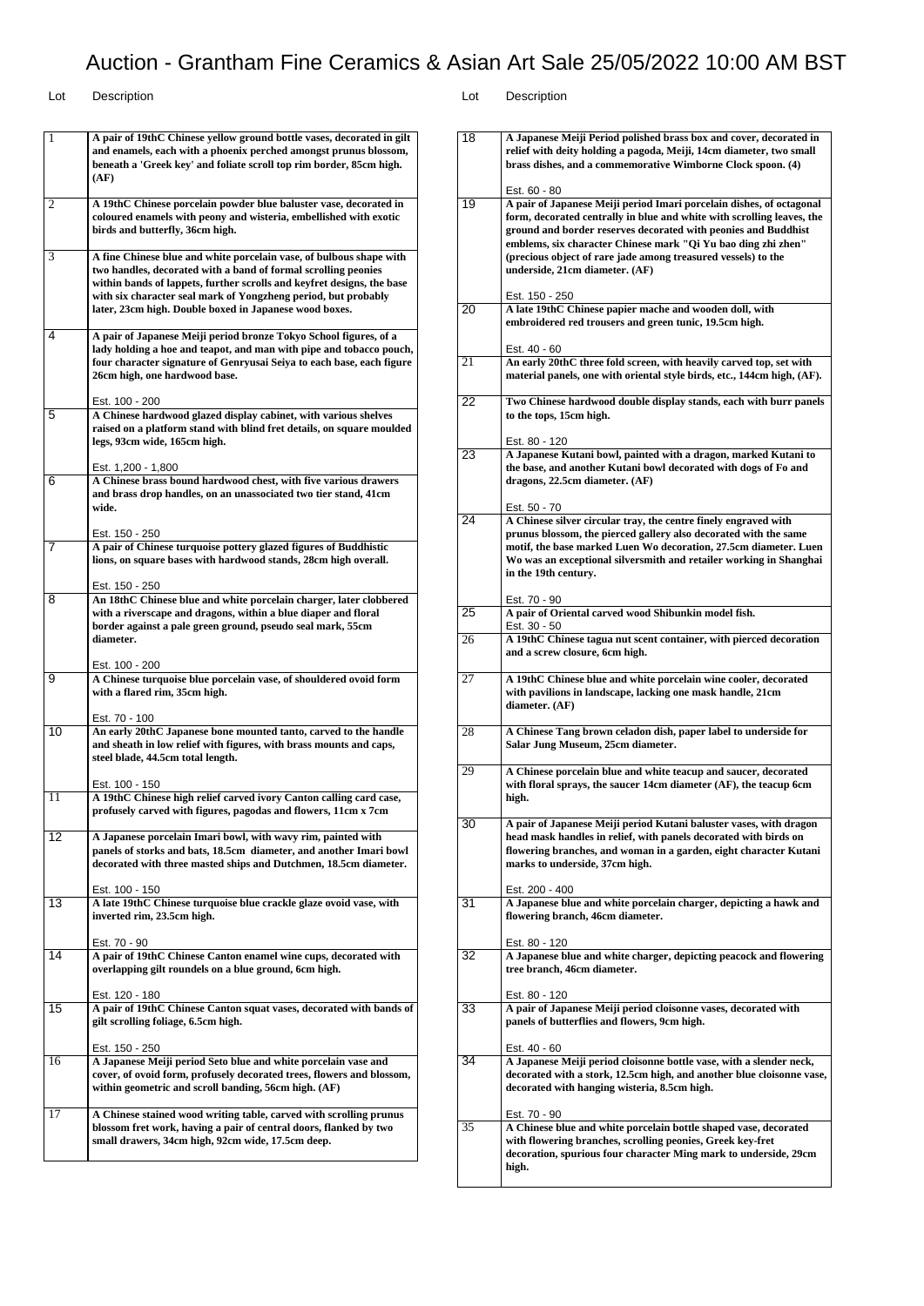# Auction - Grantham Fine Ceramics & Asian Art Sale 25/05/2022 10:00 AM BST

| Lot | Description |
|---|---|
| 1 | **A pair of 19thC Chinese yellow ground bottle vases, decorated in gilt and enamels, each with a phoenix perched amongst prunus blossom, beneath a 'Greek key' and foliate scroll top rim border, 85cm high. (AF)** |
| 2 | **A 19thC Chinese porcelain powder blue baluster vase, decorated in coloured enamels with peony and wisteria, embellished with exotic birds and butterfly, 36cm high.** |
| 3 | **A fine Chinese blue and white porcelain vase, of bulbous shape with two handles, decorated with a band of formal scrolling peonies within bands of lappets, further scrolls and keyfret designs, the base with six character seal mark of Yongzheng period, but probably later, 23cm high. Double boxed in Japanese wood boxes.** |
| 4 | **A pair of Japanese Meiji period bronze Tokyo School figures, of a lady holding a hoe and teapot, and man with pipe and tobacco pouch, four character signature of Genryusai Seiya to each base, each figure 26cm high, one hardwood base.**<br><br>Est. 100 - 200 |
| 5 | **A Chinese hardwood glazed display cabinet, with various shelves raised on a platform stand with blind fret details, on square moulded legs, 93cm wide, 165cm high.**<br><br>Est. 1,200 - 1,800 |
| 6 | **A Chinese brass bound hardwood chest, with five various drawers and brass drop handles, on an unassociated two tier stand, 41cm wide.**<br><br>Est. 150 - 250 |
| 7 | **A pair of Chinese turquoise pottery glazed figures of Buddhistic lions, on square bases with hardwood stands, 28cm high overall.**<br><br>Est. 150 - 250 |
| 8 | **An 18thC Chinese blue and white porcelain charger, later clobbered with a riverscape and dragons, within a blue diaper and floral border against a pale green ground, pseudo seal mark, 55cm diameter.**<br><br>Est. 100 - 200 |
| 9 | **A Chinese turquoise blue porcelain vase, of shouldered ovoid form with a flared rim, 35cm high.**<br><br>Est. 70 - 100 |
| 10 | **An early 20thC Japanese bone mounted tanto, carved to the handle and sheath in low relief with figures, with brass mounts and caps, steel blade, 44.5cm total length.**<br><br>Est. 100 - 150 |
| 11 | **A 19thC Chinese high relief carved ivory Canton calling card case, profusely carved with figures, pagodas and flowers, 11cm x 7cm** |
| 12 | **A Japanese porcelain Imari bowl, with wavy rim, painted with panels of storks and bats, 18.5cm diameter, and another Imari bowl decorated with three masted ships and Dutchmen, 18.5cm diameter.**<br><br>Est. 100 - 150 |
| 13 | **A late 19thC Chinese turquoise blue crackle glaze ovoid vase, with inverted rim, 23.5cm high.**<br><br>Est. 70 - 90 |
| 14 | **A pair of 19thC Chinese Canton enamel wine cups, decorated with overlapping gilt roundels on a blue ground, 6cm high.**<br><br>Est. 120 - 180 |
| 15 | **A pair of 19thC Chinese Canton squat vases, decorated with bands of gilt scrolling foliage, 6.5cm high.**<br><br>Est. 150 - 250 |
| 16 | **A Japanese Meiji period Seto blue and white porcelain vase and cover, of ovoid form, profusely decorated trees, flowers and blossom, within geometric and scroll banding, 56cm high. (AF)** |
| 17 | **A Chinese stained wood writing table, carved with scrolling prunus blossom fret work, having a pair of central doors, flanked by two small drawers, 34cm high, 92cm wide, 17.5cm deep.** |
| 18 | **A Japanese Meiji Period polished brass box and cover, decorated in relief with deity holding a pagoda, Meiji, 14cm diameter, two small brass dishes, and a commemorative Wimborne Clock spoon. (4)**<br><br>Est. 60 - 80 |
| 19 | **A pair of Japanese Meiji period Imari porcelain dishes, of octagonal form, decorated centrally in blue and white with scrolling leaves, the ground and border reserves decorated with peonies and Buddhist emblems, six character Chinese mark "Qi Yu bao ding zhi zhen" (precious object of rare jade among treasured vessels) to the underside, 21cm diameter. (AF)**<br><br>Est. 150 - 250 |
| 20 | **A late 19thC Chinese papier mache and wooden doll, with embroidered red trousers and green tunic, 19.5cm high.**<br><br>Est. 40 - 60 |
| 21 | **An early 20thC three fold screen, with heavily carved top, set with material panels, one with oriental style birds, etc., 144cm high, (AF).** |
| 22 | **Two Chinese hardwood double display stands, each with burr panels to the tops, 15cm high.**<br><br>Est. 80 - 120 |
| 23 | **A Japanese Kutani bowl, painted with a dragon, marked Kutani to the base, and another Kutani bowl decorated with dogs of Fo and dragons, 22.5cm diameter. (AF)**<br><br>Est. 50 - 70 |
| 24 | **A Chinese silver circular tray, the centre finely engraved with prunus blossom, the pierced gallery also decorated with the same motif, the base marked Luen Wo decoration, 27.5cm diameter. Luen Wo was an exceptional silversmith and retailer working in Shanghai in the 19th century.**<br><br>Est. 70 - 90 |
| 25 | **A pair of Oriental carved wood Shibunkin model fish.**<br>Est. 30 - 50 |
| 26 | **A 19thC Chinese tagua nut scent container, with pierced decoration and a screw closure, 6cm high.** |
| 27 | **A 19thC Chinese blue and white porcelain wine cooler, decorated with pavilions in landscape, lacking one mask handle, 21cm diameter. (AF)** |
| 28 | **A Chinese Tang brown celadon dish, paper label to underside for Salar Jung Museum, 25cm diameter.** |
| 29 | **A Chinese porcelain blue and white teacup and saucer, decorated with floral sprays, the saucer 14cm diameter (AF), the teacup 6cm high.** |
| 30 | **A pair of Japanese Meiji period Kutani baluster vases, with dragon head mask handles in relief, with panels decorated with birds on flowering branches, and woman in a garden, eight character Kutani marks to underside, 37cm high.**<br><br>Est. 200 - 400 |
| 31 | **A Japanese blue and white porcelain charger, depicting a hawk and flowering branch, 46cm diameter.**<br><br>Est. 80 - 120 |
| 32 | **A Japanese blue and white charger, depicting peacock and flowering tree branch, 46cm diameter.**<br><br>Est. 80 - 120 |
| 33 | **A pair of Japanese Meiji period cloisonne vases, decorated with panels of butterflies and flowers, 9cm high.**<br><br>Est. 40 - 60 |
| 34 | **A Japanese Meiji period cloisonne bottle vase, with a slender neck, decorated with a stork, 12.5cm high, and another blue cloisonne vase, decorated with hanging wisteria, 8.5cm high.**<br><br>Est. 70 - 90 |
| 35 | **A Chinese blue and white porcelain bottle shaped vase, decorated with flowering branches, scrolling peonies, Greek key-fret decoration, spurious four character Ming mark to underside, 29cm high.** |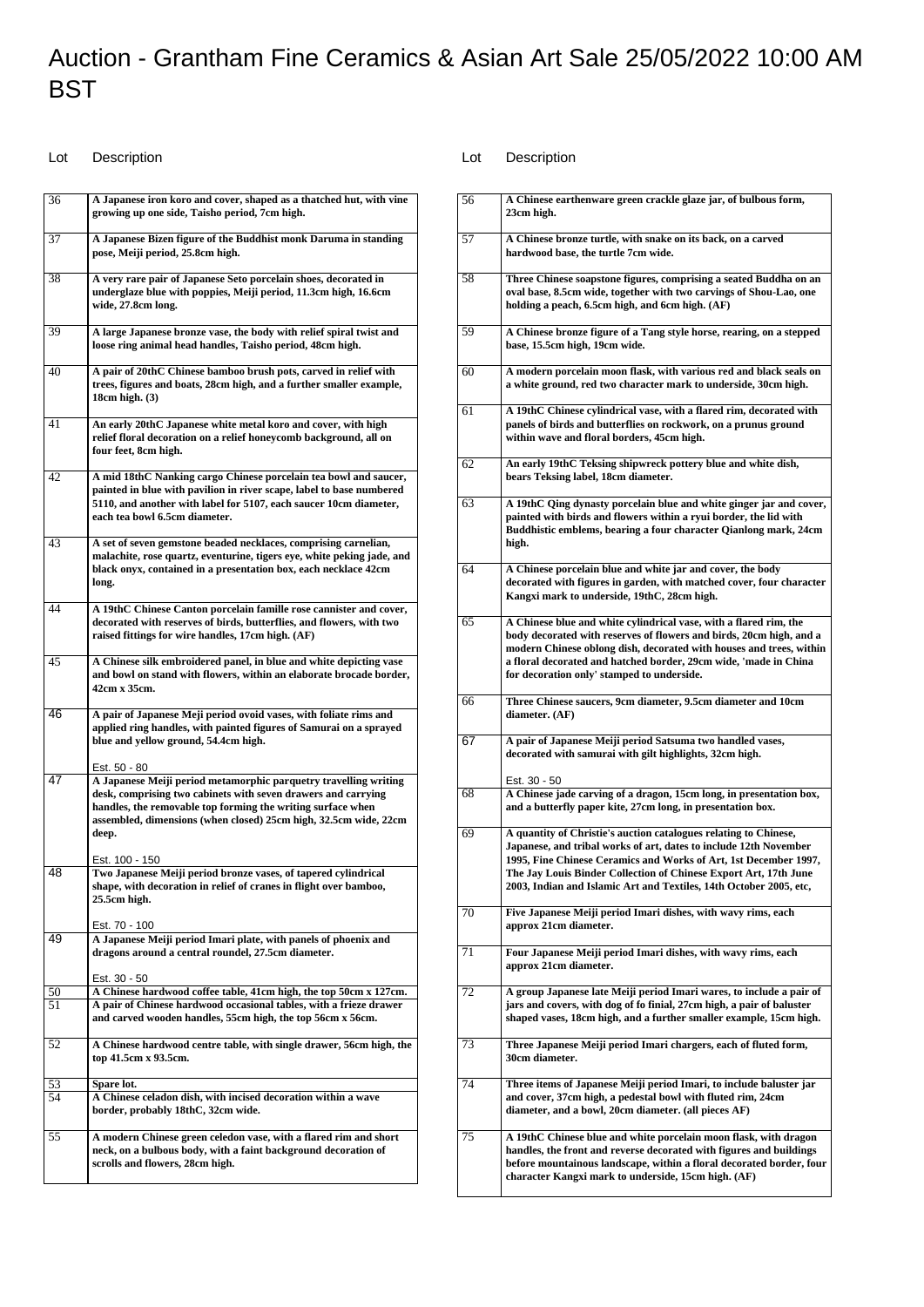# Auction - Grantham Fine Ceramics & Asian Art Sale 25/05/2022 10:00 AM BST

| Lot | Description |
|---|---|
| 36 | **A Japanese iron koro and cover, shaped as a thatched hut, with vine growing up one side, Taisho period, 7cm high.** |
| 37 | **A Japanese Bizen figure of the Buddhist monk Daruma in standing pose, Meiji period, 25.8cm high.** |
| 38 | **A very rare pair of Japanese Seto porcelain shoes, decorated in underglaze blue with poppies, Meiji period, 11.3cm high, 16.6cm wide, 27.8cm long.** |
| 39 | **A large Japanese bronze vase, the body with relief spiral twist and loose ring animal head handles, Taisho period, 48cm high.** |
| 40 | **A pair of 20thC Chinese bamboo brush pots, carved in relief with trees, figures and boats, 28cm high, and a further smaller example, 18cm high. (3)** |
| 41 | **An early 20thC Japanese white metal koro and cover, with high relief floral decoration on a relief honeycomb background, all on four feet, 8cm high.** |
| 42 | **A mid 18thC Nanking cargo Chinese porcelain tea bowl and saucer, painted in blue with pavilion in river scape, label to base numbered 5110, and another with label for 5107, each saucer 10cm diameter, each tea bowl 6.5cm diameter.** |
| 43 | **A set of seven gemstone beaded necklaces, comprising carnelian, malachite, rose quartz, eventurine, tigers eye, white peking jade, and black onyx, contained in a presentation box, each necklace 42cm long.** |
| 44 | **A 19thC Chinese Canton porcelain famille rose cannister and cover, decorated with reserves of birds, butterflies, and flowers, with two raised fittings for wire handles, 17cm high. (AF)** |
| 45 | **A Chinese silk embroidered panel, in blue and white depicting vase and bowl on stand with flowers, within an elaborate brocade border, 42cm x 35cm.** |
| 46 | **A pair of Japanese Meji period ovoid vases, with foliate rims and applied ring handles, with painted figures of Samurai on a sprayed blue and yellow ground, 54.4cm high.**<br><br>Est. 50 - 80 |
| 47 | **A Japanese Meiji period metamorphic parquetry travelling writing desk, comprising two cabinets with seven drawers and carrying handles, the removable top forming the writing surface when assembled, dimensions (when closed) 25cm high, 32.5cm wide, 22cm deep.**<br><br>Est. 100 - 150 |
| 48 | **Two Japanese Meiji period bronze vases, of tapered cylindrical shape, with decoration in relief of cranes in flight over bamboo, 25.5cm high.**<br><br>Est. 70 - 100 |
| 49 | **A Japanese Meiji period Imari plate, with panels of phoenix and dragons around a central roundel, 27.5cm diameter.**<br><br>Est. 30 - 50 |
| 50 | **A Chinese hardwood coffee table, 41cm high, the top 50cm x 127cm.** |
| 51 | **A pair of Chinese hardwood occasional tables, with a frieze drawer and carved wooden handles, 55cm high, the top 56cm x 56cm.** |
| 52 | **A Chinese hardwood centre table, with single drawer, 56cm high, the top 41.5cm x 93.5cm.** |
| 53 | **Spare lot.** |
| 54 | **A Chinese celadon dish, with incised decoration within a wave border, probably 18thC, 32cm wide.** |
| 55 | **A modern Chinese green celedon vase, with a flared rim and short neck, on a bulbous body, with a faint background decoration of scrolls and flowers, 28cm high.** |
| 56 | **A Chinese earthenware green crackle glaze jar, of bulbous form, 23cm high.** |
| 57 | **A Chinese bronze turtle, with snake on its back, on a carved hardwood base, the turtle 7cm wide.** |
| 58 | **Three Chinese soapstone figures, comprising a seated Buddha on an oval base, 8.5cm wide, together with two carvings of Shou-Lao, one holding a peach, 6.5cm high, and 6cm high. (AF)** |
| 59 | **A Chinese bronze figure of a Tang style horse, rearing, on a stepped base, 15.5cm high, 19cm wide.** |
| 60 | **A modern porcelain moon flask, with various red and black seals on a white ground, red two character mark to underside, 30cm high.** |
| 61 | **A 19thC Chinese cylindrical vase, with a flared rim, decorated with panels of birds and butterflies on rockwork, on a prunus ground within wave and floral borders, 45cm high.** |
| 62 | **An early 19thC Teksing shipwreck pottery blue and white dish, bears Teksing label, 18cm diameter.** |
| 63 | **A 19thC Qing dynasty porcelain blue and white ginger jar and cover, painted with birds and flowers within a ryui border, the lid with Buddhistic emblems, bearing a four character Qianlong mark, 24cm high.** |
| 64 | **A Chinese porcelain blue and white jar and cover, the body decorated with figures in garden, with matched cover, four character Kangxi mark to underside, 19thC, 28cm high.** |
| 65 | **A Chinese blue and white cylindrical vase, with a flared rim, the body decorated with reserves of flowers and birds, 20cm high, and a modern Chinese oblong dish, decorated with houses and trees, within a floral decorated and hatched border, 29cm wide, 'made in China for decoration only' stamped to underside.** |
| 66 | **Three Chinese saucers, 9cm diameter, 9.5cm diameter and 10cm diameter. (AF)** |
| 67 | **A pair of Japanese Meiji period Satsuma two handled vases, decorated with samurai with gilt highlights, 32cm high.**<br><br>Est. 30 - 50 |
| 68 | **A Chinese jade carving of a dragon, 15cm long, in presentation box, and a butterfly paper kite, 27cm long, in presentation box.** |
| 69 | **A quantity of Christie's auction catalogues relating to Chinese, Japanese, and tribal works of art, dates to include 12th November 1995, Fine Chinese Ceramics and Works of Art, 1st December 1997, The Jay Louis Binder Collection of Chinese Export Art, 17th June 2003, Indian and Islamic Art and Textiles, 14th October 2005, etc,** |
| 70 | **Five Japanese Meiji period Imari dishes, with wavy rims, each approx 21cm diameter.** |
| 71 | **Four Japanese Meiji period Imari dishes, with wavy rims, each approx 21cm diameter.** |
| 72 | **A group Japanese late Meiji period Imari wares, to include a pair of jars and covers, with dog of fo finial, 27cm high, a pair of baluster shaped vases, 18cm high, and a further smaller example, 15cm high.** |
| 73 | **Three Japanese Meiji period Imari chargers, each of fluted form, 30cm diameter.** |
| 74 | **Three items of Japanese Meiji period Imari, to include baluster jar and cover, 37cm high, a pedestal bowl with fluted rim, 24cm diameter, and a bowl, 20cm diameter. (all pieces AF)** |
| 75 | **A 19thC Chinese blue and white porcelain moon flask, with dragon handles, the front and reverse decorated with figures and buildings before mountainous landscape, within a floral decorated border, four character Kangxi mark to underside, 15cm high. (AF)** |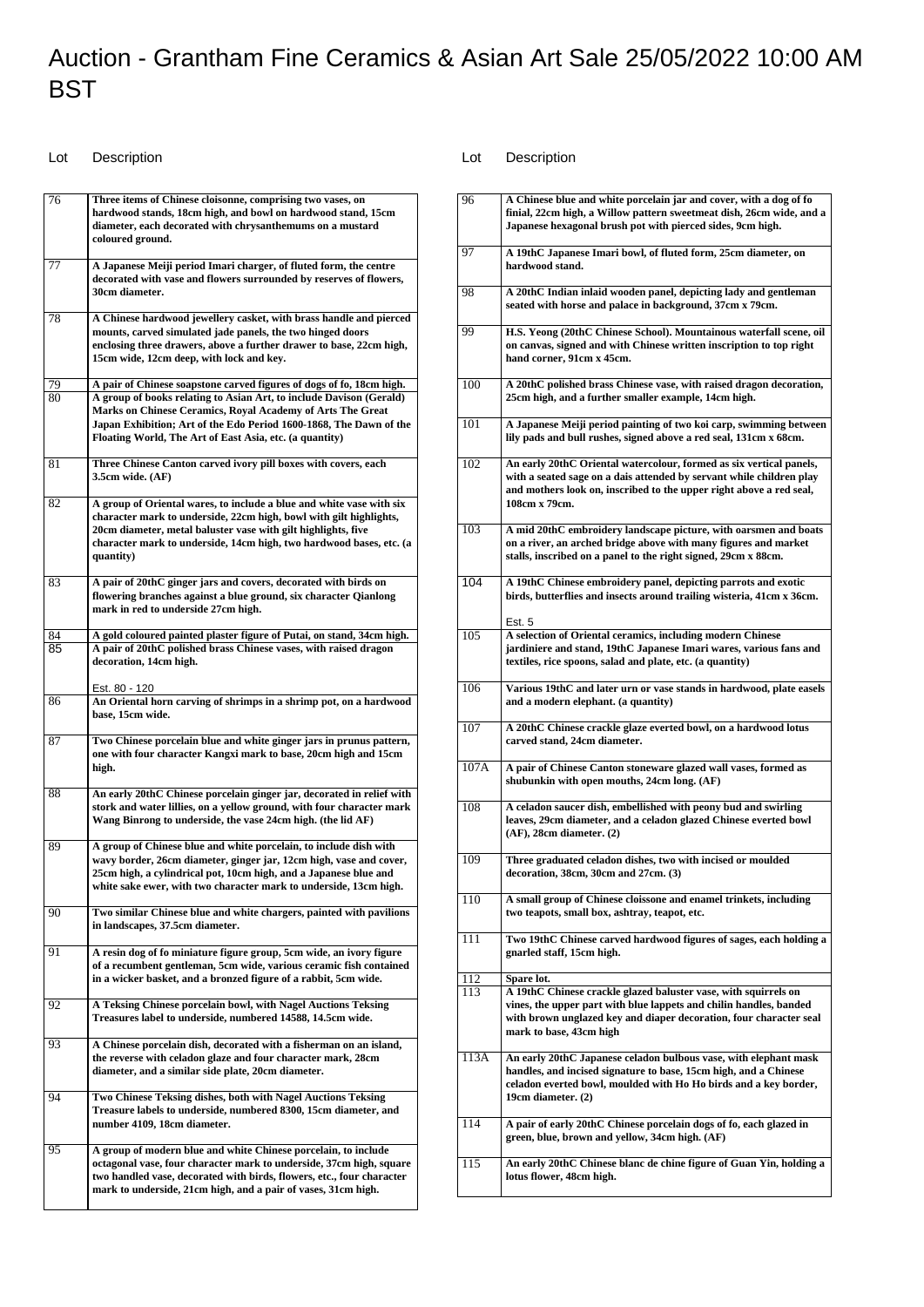# Auction - Grantham Fine Ceramics & Asian Art Sale 25/05/2022 10:00 AM BST

| Lot | Description |
|---|---|
| 76 | **Three items of Chinese cloisonne, comprising two vases, on hardwood stands, 18cm high, and bowl on hardwood stand, 15cm diameter, each decorated with chrysanthemums on a mustard coloured ground.** |
| 77 | **A Japanese Meiji period Imari charger, of fluted form, the centre decorated with vase and flowers surrounded by reserves of flowers, 30cm diameter.** |
| 78 | **A Chinese hardwood jewellery casket, with brass handle and pierced mounts, carved simulated jade panels, the two hinged doors enclosing three drawers, above a further drawer to base, 22cm high, 15cm wide, 12cm deep, with lock and key.** |
| 79 | **A pair of Chinese soapstone carved figures of dogs of fo, 18cm high.** |
| 80 | **A group of books relating to Asian Art, to include Davison (Gerald) Marks on Chinese Ceramics, Royal Academy of Arts The Great Japan Exhibition; Art of the Edo Period 1600-1868, The Dawn of the Floating World, The Art of East Asia, etc. (a quantity)** |
| 81 | **Three Chinese Canton carved ivory pill boxes with covers, each 3.5cm wide. (AF)** |
| 82 | **A group of Oriental wares, to include a blue and white vase with six character mark to underside, 22cm high, bowl with gilt highlights, 20cm diameter, metal baluster vase with gilt highlights, five character mark to underside, 14cm high, two hardwood bases, etc. (a quantity)** |
| 83 | **A pair of 20thC ginger jars and covers, decorated with birds on flowering branches against a blue ground, six character Qianlong mark in red to underside 27cm high.** |
| 84 | **A gold coloured painted plaster figure of Putai, on stand, 34cm high.** |
| 85 | **A pair of 20thC polished brass Chinese vases, with raised dragon decoration, 14cm high.**<br><br>Est. 80 - 120 |
| 86 | **An Oriental horn carving of shrimps in a shrimp pot, on a hardwood base, 15cm wide.** |
| 87 | **Two Chinese porcelain blue and white ginger jars in prunus pattern, one with four character Kangxi mark to base, 20cm high and 15cm high.** |
| 88 | **An early 20thC Chinese porcelain ginger jar, decorated in relief with stork and water lillies, on a yellow ground, with four character mark Wang Binrong to underside, the vase 24cm high. (the lid AF)** |
| 89 | **A group of Chinese blue and white porcelain, to include dish with wavy border, 26cm diameter, ginger jar, 12cm high, vase and cover, 25cm high, a cylindrical pot, 10cm high, and a Japanese blue and white sake ewer, with two character mark to underside, 13cm high.** |
| 90 | **Two similar Chinese blue and white chargers, painted with pavilions in landscapes, 37.5cm diameter.** |
| 91 | **A resin dog of fo miniature figure group, 5cm wide, an ivory figure of a recumbent gentleman, 5cm wide, various ceramic fish contained in a wicker basket, and a bronzed figure of a rabbit, 5cm wide.** |
| 92 | **A Teksing Chinese porcelain bowl, with Nagel Auctions Teksing Treasures label to underside, numbered 14588, 14.5cm wide.** |
| 93 | **A Chinese porcelain dish, decorated with a fisherman on an island, the reverse with celadon glaze and four character mark, 28cm diameter, and a similar side plate, 20cm diameter.** |
| 94 | **Two Chinese Teksing dishes, both with Nagel Auctions Teksing Treasure labels to underside, numbered 8300, 15cm diameter, and number 4109, 18cm diameter.** |
| 95 | **A group of modern blue and white Chinese porcelain, to include octagonal vase, four character mark to underside, 37cm high, square two handled vase, decorated with birds, flowers, etc., four character mark to underside, 21cm high, and a pair of vases, 31cm high.** |
| 96 | **A Chinese blue and white porcelain jar and cover, with a dog of fo finial, 22cm high, a Willow pattern sweetmeat dish, 26cm wide, and a Japanese hexagonal brush pot with pierced sides, 9cm high.** |
| 97 | **A 19thC Japanese Imari bowl, of fluted form, 25cm diameter, on hardwood stand.** |
| 98 | **A 20thC Indian inlaid wooden panel, depicting lady and gentleman seated with horse and palace in background, 37cm x 79cm.** |
| 99 | **H.S. Yeong (20thC Chinese School). Mountainous waterfall scene, oil on canvas, signed and with Chinese written inscription to top right hand corner, 91cm x 45cm.** |
| 100 | **A 20thC polished brass Chinese vase, with raised dragon decoration, 25cm high, and a further smaller example, 14cm high.** |
| 101 | **A Japanese Meiji period painting of two koi carp, swimming between lily pads and bull rushes, signed above a red seal, 131cm x 68cm.** |
| 102 | **An early 20thC Oriental watercolour, formed as six vertical panels, with a seated sage on a dais attended by servant while children play and mothers look on, inscribed to the upper right above a red seal, 108cm x 79cm.** |
| 103 | **A mid 20thC embroidery landscape picture, with oarsmen and boats on a river, an arched bridge above with many figures and market stalls, inscribed on a panel to the right signed, 29cm x 88cm.** |
| 104 | **A 19thC Chinese embroidery panel, depicting parrots and exotic birds, butterflies and insects around trailing wisteria, 41cm x 36cm.**<br><br>Est. 5 |
| 105 | **A selection of Oriental ceramics, including modern Chinese jardiniere and stand, 19thC Japanese Imari wares, various fans and textiles, rice spoons, salad and plate, etc. (a quantity)** |
| 106 | **Various 19thC and later urn or vase stands in hardwood, plate easels and a modern elephant. (a quantity)** |
| 107 | **A 20thC Chinese crackle glaze everted bowl, on a hardwood lotus carved stand, 24cm diameter.** |
| 107A | **A pair of Chinese Canton stoneware glazed wall vases, formed as shubunkin with open mouths, 24cm long. (AF)** |
| 108 | **A celadon saucer dish, embellished with peony bud and swirling leaves, 29cm diameter, and a celadon glazed Chinese everted bowl (AF), 28cm diameter. (2)** |
| 109 | **Three graduated celadon dishes, two with incised or moulded decoration, 38cm, 30cm and 27cm. (3)** |
| 110 | **A small group of Chinese cloissone and enamel trinkets, including two teapots, small box, ashtray, teapot, etc.** |
| 111 | **Two 19thC Chinese carved hardwood figures of sages, each holding a gnarled staff, 15cm high.** |
| 112 | **Spare lot.** |
| 113 | **A 19thC Chinese crackle glazed baluster vase, with squirrels on vines, the upper part with blue lappets and chilin handles, banded with brown unglazed key and diaper decoration, four character seal mark to base, 43cm high** |
| 113A | **An early 20thC Japanese celadon bulbous vase, with elephant mask handles, and incised signature to base, 15cm high, and a Chinese celadon everted bowl, moulded with Ho Ho birds and a key border, 19cm diameter. (2)** |
| 114 | **A pair of early 20thC Chinese porcelain dogs of fo, each glazed in green, blue, brown and yellow, 34cm high. (AF)** |
| 115 | **An early 20thC Chinese blanc de chine figure of Guan Yin, holding a lotus flower, 48cm high.** |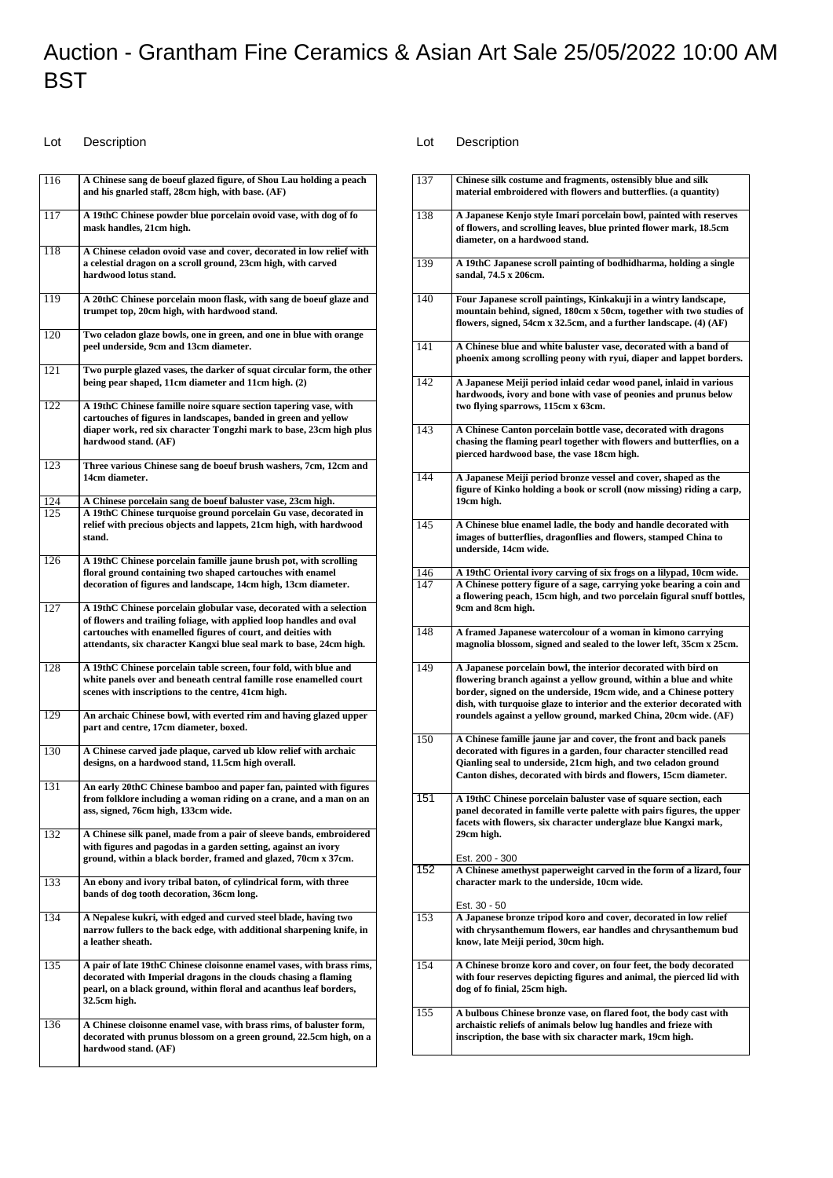# Auction - Grantham Fine Ceramics & Asian Art Sale 25/05/2022 10:00 AM BST

| Lot | Description |
|---|---|
| 116 | A Chinese sang de boeuf glazed figure, of Shou Lau holding a peach and his gnarled staff, 28cm high, with base. (AF) |
| 117 | A 19thC Chinese powder blue porcelain ovoid vase, with dog of fo mask handles, 21cm high. |
| 118 | A Chinese celadon ovoid vase and cover, decorated in low relief with a celestial dragon on a scroll ground, 23cm high, with carved hardwood lotus stand. |
| 119 | A 20thC Chinese porcelain moon flask, with sang de boeuf glaze and trumpet top, 20cm high, with hardwood stand. |
| 120 | Two celadon glaze bowls, one in green, and one in blue with orange peel underside, 9cm and 13cm diameter. |
| 121 | Two purple glazed vases, the darker of squat circular form, the other being pear shaped, 11cm diameter and 11cm high. (2) |
| 122 | A 19thC Chinese famille noire square section tapering vase, with cartouches of figures in landscapes, banded in green and yellow diaper work, red six character Tongzhi mark to base, 23cm high plus hardwood stand. (AF) |
| 123 | Three various Chinese sang de boeuf brush washers, 7cm, 12cm and 14cm diameter. |
| 124 | A Chinese porcelain sang de boeuf baluster vase, 23cm high. |
| 125 | A 19thC Chinese turquoise ground porcelain Gu vase, decorated in relief with precious objects and lappets, 21cm high, with hardwood stand. |
| 126 | A 19thC Chinese porcelain famille jaune brush pot, with scrolling floral ground containing two shaped cartouches with enamel decoration of figures and landscape, 14cm high, 13cm diameter. |
| 127 | A 19thC Chinese porcelain globular vase, decorated with a selection of flowers and trailing foliage, with applied loop handles and oval cartouches with enamelled figures of court, and deities with attendants, six character Kangxi blue seal mark to base, 24cm high. |
| 128 | A 19thC Chinese porcelain table screen, four fold, with blue and white panels over and beneath central famille rose enamelled court scenes with inscriptions to the centre, 41cm high. |
| 129 | An archaic Chinese bowl, with everted rim and having glazed upper part and centre, 17cm diameter, boxed. |
| 130 | A Chinese carved jade plaque, carved ub klow relief with archaic designs, on a hardwood stand, 11.5cm high overall. |
| 131 | An early 20thC Chinese bamboo and paper fan, painted with figures from folklore including a woman riding on a crane, and a man on an ass, signed, 76cm high, 133cm wide. |
| 132 | A Chinese silk panel, made from a pair of sleeve bands, embroidered with figures and pagodas in a garden setting, against an ivory ground, within a black border, framed and glazed, 70cm x 37cm. |
| 133 | An ebony and ivory tribal baton, of cylindrical form, with three bands of dog tooth decoration, 36cm long. |
| 134 | A Nepalese kukri, with edged and curved steel blade, having two narrow fullers to the back edge, with additional sharpening knife, in a leather sheath. |
| 135 | A pair of late 19thC Chinese cloisonne enamel vases, with brass rims, decorated with Imperial dragons in the clouds chasing a flaming pearl, on a black ground, within floral and acanthus leaf borders, 32.5cm high. |
| 136 | A Chinese cloisonne enamel vase, with brass rims, of baluster form, decorated with prunus blossom on a green ground, 22.5cm high, on a hardwood stand. (AF) |
| 137 | Chinese silk costume and fragments, ostensibly blue and silk material embroidered with flowers and butterflies. (a quantity) |
| 138 | A Japanese Kenjo style Imari porcelain bowl, painted with reserves of flowers, and scrolling leaves, blue printed flower mark, 18.5cm diameter, on a hardwood stand. |
| 139 | A 19thC Japanese scroll painting of bodhidharma, holding a single sandal, 74.5 x 206cm. |
| 140 | Four Japanese scroll paintings, Kinkakuji in a wintry landscape, mountain behind, signed, 180cm x 50cm, together with two studies of flowers, signed, 54cm x 32.5cm, and a further landscape. (4) (AF) |
| 141 | A Chinese blue and white baluster vase, decorated with a band of phoenix among scrolling peony with ryui, diaper and lappet borders. |
| 142 | A Japanese Meiji period inlaid cedar wood panel, inlaid in various hardwoods, ivory and bone with vase of peonies and prunus below two flying sparrows, 115cm x 63cm. |
| 143 | A Chinese Canton porcelain bottle vase, decorated with dragons chasing the flaming pearl together with flowers and butterflies, on a pierced hardwood base, the vase 18cm high. |
| 144 | A Japanese Meiji period bronze vessel and cover, shaped as the figure of Kinko holding a book or scroll (now missing) riding a carp, 19cm high. |
| 145 | A Chinese blue enamel ladle, the body and handle decorated with images of butterflies, dragonflies and flowers, stamped China to underside, 14cm wide. |
| 146 | A 19thC Oriental ivory carving of six frogs on a lilypad, 10cm wide. |
| 147 | A Chinese pottery figure of a sage, carrying yoke bearing a coin and a flowering peach, 15cm high, and two porcelain figural snuff bottles, 9cm and 8cm high. |
| 148 | A framed Japanese watercolour of a woman in kimono carrying magnolia blossom, signed and sealed to the lower left, 35cm x 25cm. |
| 149 | A Japanese porcelain bowl, the interior decorated with bird on flowering branch against a yellow ground, within a blue and white border, signed on the underside, 19cm wide, and a Chinese pottery dish, with turquoise glaze to interior and the exterior decorated with roundels against a yellow ground, marked China, 20cm wide. (AF) |
| 150 | A Chinese famille jaune jar and cover, the front and back panels decorated with figures in a garden, four character stencilled read Qianling seal to underside, 21cm high, and two celadon ground Canton dishes, decorated with birds and flowers, 15cm diameter. |
| 151 | A 19thC Chinese porcelain baluster vase of square section, each panel decorated in famille verte palette with pairs figures, the upper facets with flowers, six character underglaze blue Kangxi mark, 29cm high.<br><br>Est. 200 - 300 |
| 152 | A Chinese amethyst paperweight carved in the form of a lizard, four character mark to the underside, 10cm wide.<br><br>Est. 30 - 50 |
| 153 | A Japanese bronze tripod koro and cover, decorated in low relief with chrysanthemum flowers, ear handles and chrysanthemum bud know, late Meiji period, 30cm high. |
| 154 | A Chinese bronze koro and cover, on four feet, the body decorated with four reserves depicting figures and animal, the pierced lid with dog of fo finial, 25cm high. |
| 155 | A bulbous Chinese bronze vase, on flared foot, the body cast with archaistic reliefs of animals below lug handles and frieze with inscription, the base with six character mark, 19cm high. |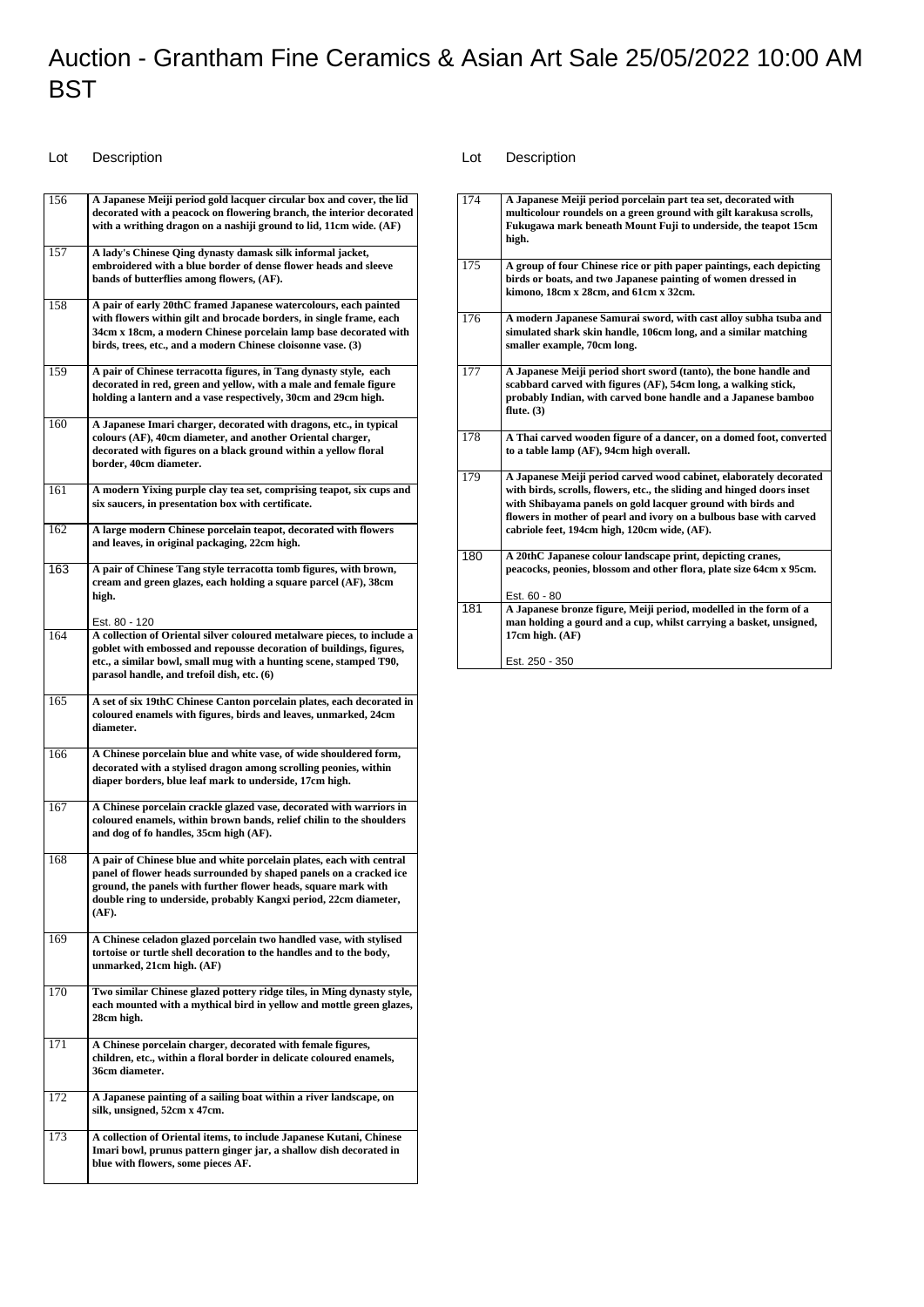# Auction - Grantham Fine Ceramics & Asian Art Sale 25/05/2022 10:00 AM BST

| Lot | Description |
|---|---|
| 156 | **A Japanese Meiji period gold lacquer circular box and cover, the lid decorated with a peacock on flowering branch, the interior decorated with a writhing dragon on a nashiji ground to lid, 11cm wide. (AF)** |
| 157 | **A lady's Chinese Qing dynasty damask silk informal jacket, embroidered with a blue border of dense flower heads and sleeve bands of butterflies among flowers, (AF).** |
| 158 | **A pair of early 20thC framed Japanese watercolours, each painted with flowers within gilt and brocade borders, in single frame, each 34cm x 18cm, a modern Chinese porcelain lamp base decorated with birds, trees, etc., and a modern Chinese cloisonne vase. (3)** |
| 159 | **A pair of Chinese terracotta figures, in Tang dynasty style, each decorated in red, green and yellow, with a male and female figure holding a lantern and a vase respectively, 30cm and 29cm high.** |
| 160 | **A Japanese Imari charger, decorated with dragons, etc., in typical colours (AF), 40cm diameter, and another Oriental charger, decorated with figures on a black ground within a yellow floral border, 40cm diameter.** |
| 161 | **A modern Yixing purple clay tea set, comprising teapot, six cups and six saucers, in presentation box with certificate.** |
| 162 | **A large modern Chinese porcelain teapot, decorated with flowers and leaves, in original packaging, 22cm high.** |
| 163 | **A pair of Chinese Tang style terracotta tomb figures, with brown, cream and green glazes, each holding a square parcel (AF), 38cm high.**<br><br>Est. 80 - 120 |
| 164 | **A collection of Oriental silver coloured metalware pieces, to include a goblet with embossed and repousse decoration of buildings, figures, etc., a similar bowl, small mug with a hunting scene, stamped T90, parasol handle, and trefoil dish, etc. (6)** |
| 165 | **A set of six 19thC Chinese Canton porcelain plates, each decorated in coloured enamels with figures, birds and leaves, unmarked, 24cm diameter.** |
| 166 | **A Chinese porcelain blue and white vase, of wide shouldered form, decorated with a stylised dragon among scrolling peonies, within diaper borders, blue leaf mark to underside, 17cm high.** |
| 167 | **A Chinese porcelain crackle glazed vase, decorated with warriors in coloured enamels, within brown bands, relief chilin to the shoulders and dog of fo handles, 35cm high (AF).** |
| 168 | **A pair of Chinese blue and white porcelain plates, each with central panel of flower heads surrounded by shaped panels on a cracked ice ground, the panels with further flower heads, square mark with double ring to underside, probably Kangxi period, 22cm diameter, (AF).** |
| 169 | **A Chinese celadon glazed porcelain two handled vase, with stylised tortoise or turtle shell decoration to the handles and to the body, unmarked, 21cm high. (AF)** |
| 170 | **Two similar Chinese glazed pottery ridge tiles, in Ming dynasty style, each mounted with a mythical bird in yellow and mottle green glazes, 28cm high.** |
| 171 | **A Chinese porcelain charger, decorated with female figures, children, etc., within a floral border in delicate coloured enamels, 36cm diameter.** |
| 172 | **A Japanese painting of a sailing boat within a river landscape, on silk, unsigned, 52cm x 47cm.** |
| 173 | **A collection of Oriental items, to include Japanese Kutani, Chinese Imari bowl, prunus pattern ginger jar, a shallow dish decorated in blue with flowers, some pieces AF.** |
| 174 | **A Japanese Meiji period porcelain part tea set, decorated with multicolour roundels on a green ground with gilt karakusa scrolls, Fukugawa mark beneath Mount Fuji to underside, the teapot 15cm high.** |
| 175 | **A group of four Chinese rice or pith paper paintings, each depicting birds or boats, and two Japanese painting of women dressed in kimono, 18cm x 28cm, and 61cm x 32cm.** |
| 176 | **A modern Japanese Samurai sword, with cast alloy subha tsuba and simulated shark skin handle, 106cm long, and a similar matching smaller example, 70cm long.** |
| 177 | **A Japanese Meiji period short sword (tanto), the bone handle and scabbard carved with figures (AF), 54cm long, a walking stick, probably Indian, with carved bone handle and a Japanese bamboo flute. (3)** |
| 178 | **A Thai carved wooden figure of a dancer, on a domed foot, converted to a table lamp (AF), 94cm high overall.** |
| 179 | **A Japanese Meiji period carved wood cabinet, elaborately decorated with birds, scrolls, flowers, etc., the sliding and hinged doors inset with Shibayama panels on gold lacquer ground with birds and flowers in mother of pearl and ivory on a bulbous base with carved cabriole feet, 194cm high, 120cm wide, (AF).** |
| 180 | **A 20thC Japanese colour landscape print, depicting cranes, peacocks, peonies, blossom and other flora, plate size 64cm x 95cm.**<br><br>Est. 60 - 80 |
| 181 | **A Japanese bronze figure, Meiji period, modelled in the form of a man holding a gourd and a cup, whilst carrying a basket, unsigned, 17cm high. (AF)**<br><br>Est. 250 - 350 |